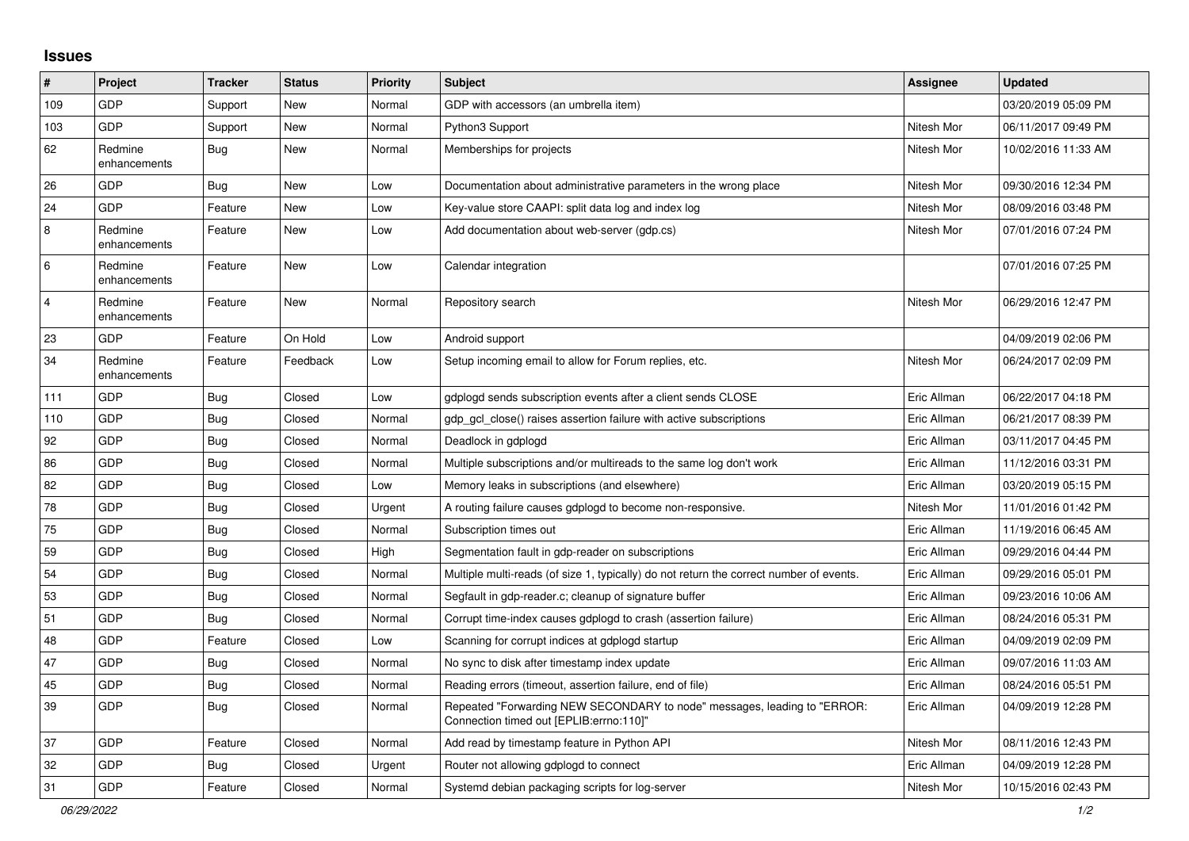## Issues

| # | Project | Tracker | Status | Priority | Subject | Assignee | Updated |
|---|---|---|---|---|---|---|---|
| 109 | GDP | Support | New | Normal | GDP with accessors (an umbrella item) | | 03/20/2019 05:09 PM |
| 103 | GDP | Support | New | Normal | Python3 Support | Nitesh Mor | 06/11/2017 09:49 PM |
| 62 | Redmine enhancements | Bug | New | Normal | Memberships for projects | Nitesh Mor | 10/02/2016 11:33 AM |
| 26 | GDP | Bug | New | Low | Documentation about administrative parameters in the wrong place | Nitesh Mor | 09/30/2016 12:34 PM |
| 24 | GDP | Feature | New | Low | Key-value store CAAPI: split data log and index log | Nitesh Mor | 08/09/2016 03:48 PM |
| 8 | Redmine enhancements | Feature | New | Low | Add documentation about web-server (gdp.cs) | Nitesh Mor | 07/01/2016 07:24 PM |
| 6 | Redmine enhancements | Feature | New | Low | Calendar integration | | 07/01/2016 07:25 PM |
| 4 | Redmine enhancements | Feature | New | Normal | Repository search | Nitesh Mor | 06/29/2016 12:47 PM |
| 23 | GDP | Feature | On Hold | Low | Android support | | 04/09/2019 02:06 PM |
| 34 | Redmine enhancements | Feature | Feedback | Low | Setup incoming email to allow for Forum replies, etc. | Nitesh Mor | 06/24/2017 02:09 PM |
| 111 | GDP | Bug | Closed | Low | gdplogd sends subscription events after a client sends CLOSE | Eric Allman | 06/22/2017 04:18 PM |
| 110 | GDP | Bug | Closed | Normal | gdp_gcl_close() raises assertion failure with active subscriptions | Eric Allman | 06/21/2017 08:39 PM |
| 92 | GDP | Bug | Closed | Normal | Deadlock in gdplogd | Eric Allman | 03/11/2017 04:45 PM |
| 86 | GDP | Bug | Closed | Normal | Multiple subscriptions and/or multireads to the same log don't work | Eric Allman | 11/12/2016 03:31 PM |
| 82 | GDP | Bug | Closed | Low | Memory leaks in subscriptions (and elsewhere) | Eric Allman | 03/20/2019 05:15 PM |
| 78 | GDP | Bug | Closed | Urgent | A routing failure causes gdplogd to become non-responsive. | Nitesh Mor | 11/01/2016 01:42 PM |
| 75 | GDP | Bug | Closed | Normal | Subscription times out | Eric Allman | 11/19/2016 06:45 AM |
| 59 | GDP | Bug | Closed | High | Segmentation fault in gdp-reader on subscriptions | Eric Allman | 09/29/2016 04:44 PM |
| 54 | GDP | Bug | Closed | Normal | Multiple multi-reads (of size 1, typically) do not return the correct number of events. | Eric Allman | 09/29/2016 05:01 PM |
| 53 | GDP | Bug | Closed | Normal | Segfault in gdp-reader.c; cleanup of signature buffer | Eric Allman | 09/23/2016 10:06 AM |
| 51 | GDP | Bug | Closed | Normal | Corrupt time-index causes gdplogd to crash (assertion failure) | Eric Allman | 08/24/2016 05:31 PM |
| 48 | GDP | Feature | Closed | Low | Scanning for corrupt indices at gdplogd startup | Eric Allman | 04/09/2019 02:09 PM |
| 47 | GDP | Bug | Closed | Normal | No sync to disk after timestamp index update | Eric Allman | 09/07/2016 11:03 AM |
| 45 | GDP | Bug | Closed | Normal | Reading errors (timeout, assertion failure, end of file) | Eric Allman | 08/24/2016 05:51 PM |
| 39 | GDP | Bug | Closed | Normal | Repeated "Forwarding NEW SECONDARY to node" messages, leading to "ERROR: Connection timed out [EPLIB:errno:110]" | Eric Allman | 04/09/2019 12:28 PM |
| 37 | GDP | Feature | Closed | Normal | Add read by timestamp feature in Python API | Nitesh Mor | 08/11/2016 12:43 PM |
| 32 | GDP | Bug | Closed | Urgent | Router not allowing gdplogd to connect | Eric Allman | 04/09/2019 12:28 PM |
| 31 | GDP | Feature | Closed | Normal | Systemd debian packaging scripts for log-server | Nitesh Mor | 10/15/2016 02:43 PM |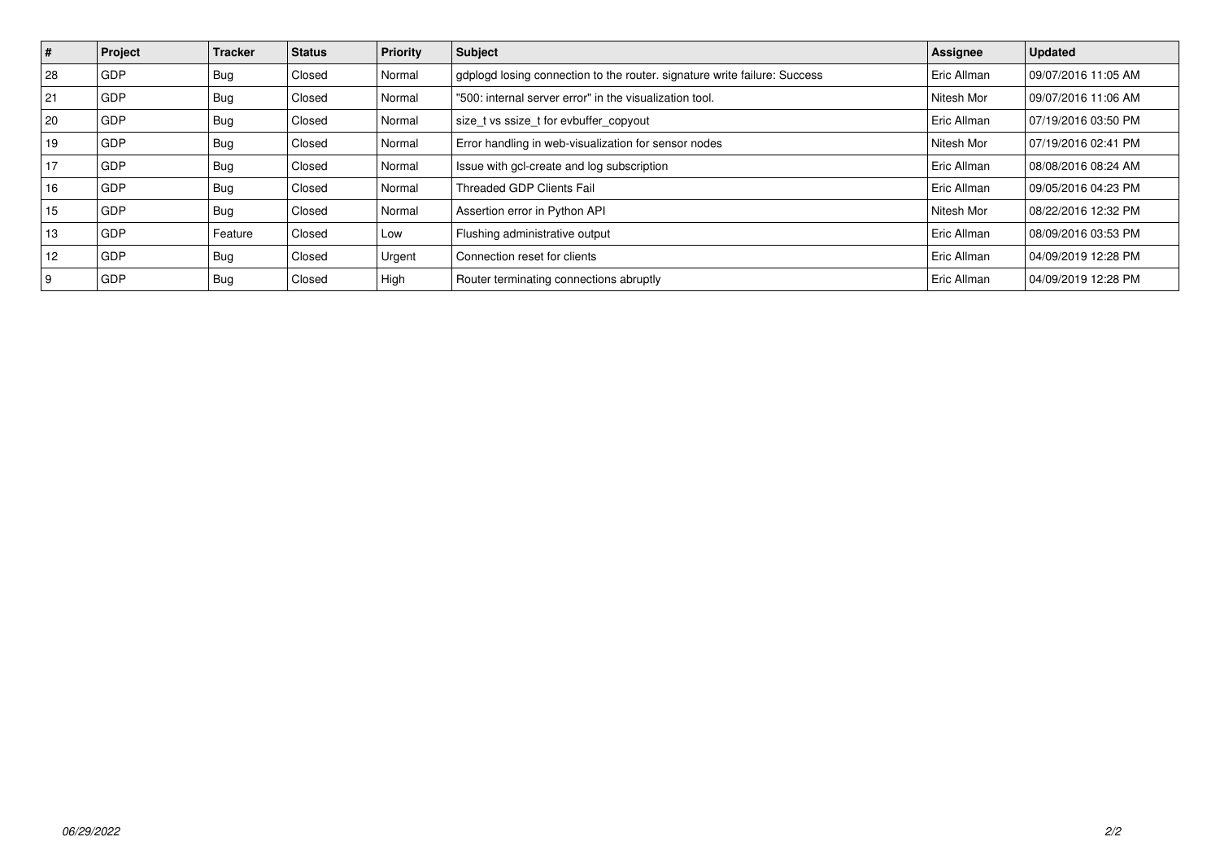| # | Project | Tracker | Status | Priority | Subject | Assignee | Updated |
|---|---|---|---|---|---|---|---|
| 28 | GDP | Bug | Closed | Normal | gdplogd losing connection to the router. signature write failure: Success | Eric Allman | 09/07/2016 11:05 AM |
| 21 | GDP | Bug | Closed | Normal | "500: internal server error" in the visualization tool. | Nitesh Mor | 09/07/2016 11:06 AM |
| 20 | GDP | Bug | Closed | Normal | size_t vs ssize_t for evbuffer_copyout | Eric Allman | 07/19/2016 03:50 PM |
| 19 | GDP | Bug | Closed | Normal | Error handling in web-visualization for sensor nodes | Nitesh Mor | 07/19/2016 02:41 PM |
| 17 | GDP | Bug | Closed | Normal | Issue with gcl-create and log subscription | Eric Allman | 08/08/2016 08:24 AM |
| 16 | GDP | Bug | Closed | Normal | Threaded GDP Clients Fail | Eric Allman | 09/05/2016 04:23 PM |
| 15 | GDP | Bug | Closed | Normal | Assertion error in Python API | Nitesh Mor | 08/22/2016 12:32 PM |
| 13 | GDP | Feature | Closed | Low | Flushing administrative output | Eric Allman | 08/09/2016 03:53 PM |
| 12 | GDP | Bug | Closed | Urgent | Connection reset for clients | Eric Allman | 04/09/2019 12:28 PM |
| 9 | GDP | Bug | Closed | High | Router terminating connections abruptly | Eric Allman | 04/09/2019 12:28 PM |